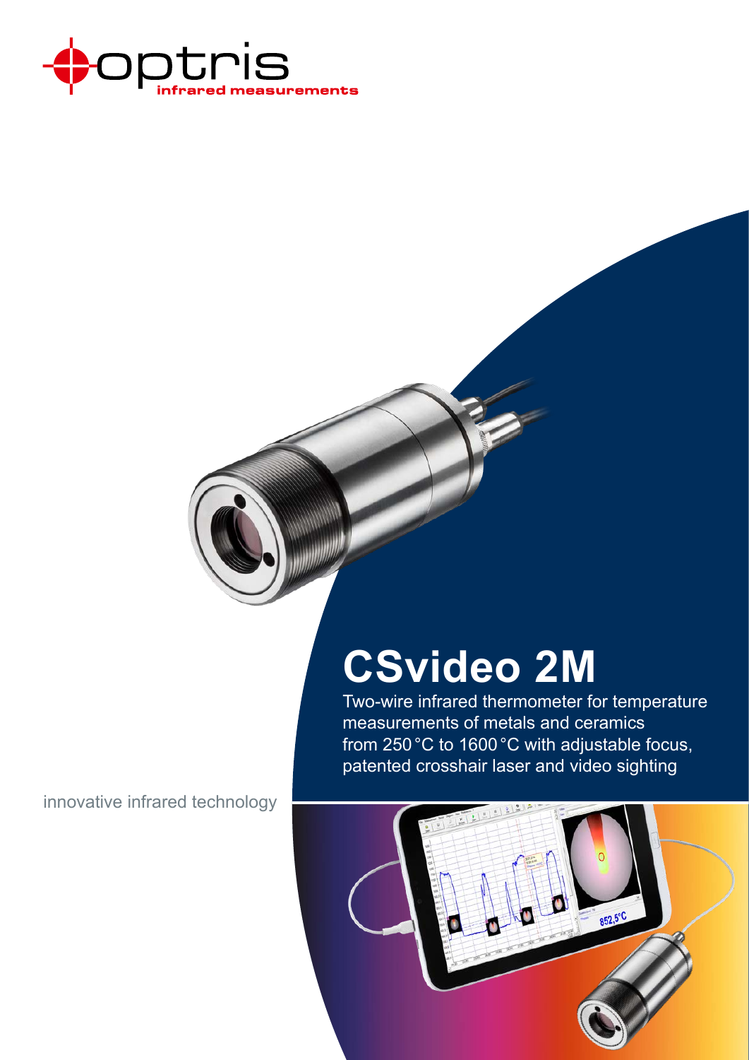optris
infrared measurements

# CSvideo 2M

Two-wire infrared thermometer for temperature measurements of metals and ceramics from 250 °C to 1600 °C with adjustable focus, patented crosshair laser and video sighting

innovative infrared technology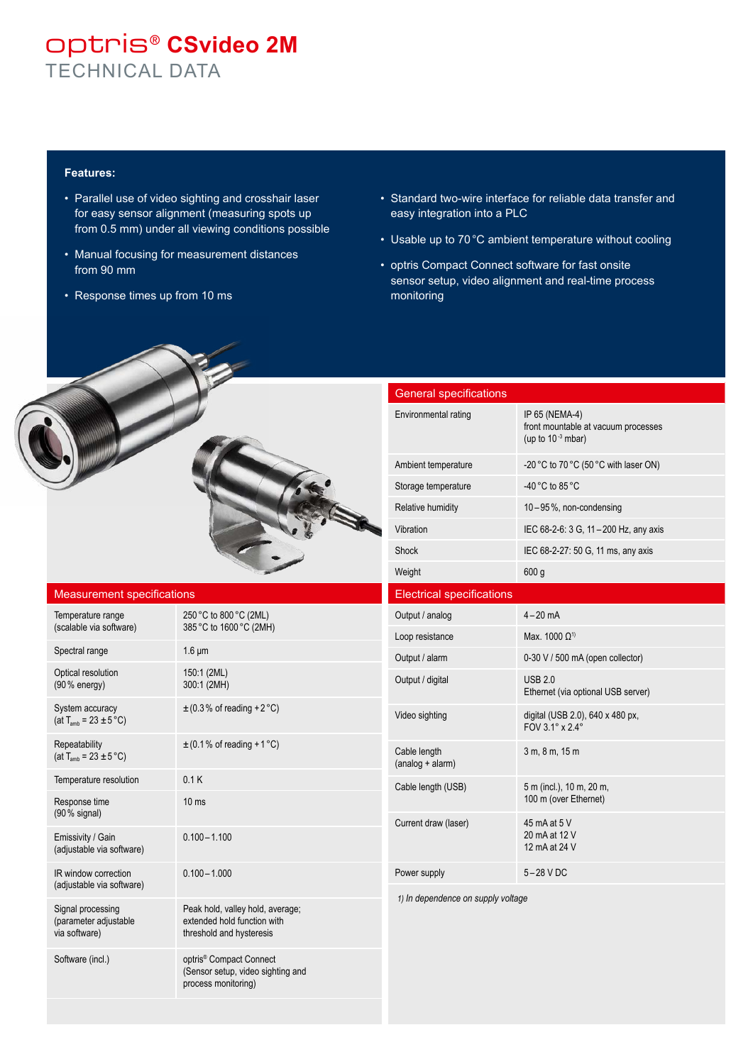# optris® CSvideo 2M

## TECHNICAL DATA

**Features:**

- Parallel use of video sighting and crosshair laser for easy sensor alignment (measuring spots up from 0.5 mm) under all viewing conditions possible
- Manual focusing for measurement distances from 90 mm
- Response times up from 10 ms
- Standard two-wire interface for reliable data transfer and easy integration into a PLC
- Usable up to 70 °C ambient temperature without cooling
- optris Compact Connect software for fast onsite sensor setup, video alignment and real-time process monitoring

### Measurement specifications

| | |
|---|---|
| Temperature range (scalable via software) | 250 °C to 800 °C (2ML)<br>385 °C to 1600 °C (2MH) |
| Spectral range | 1.6 µm |
| Optical resolution (90 % energy) | 150:1 (2ML)<br>300:1 (2MH) |
| System accuracy (at $T_{amb}$ = 23 ±5 °C) | ±(0.3 % of reading +2 °C) |
| Repeatability (at $T_{amb}$ = 23 ±5 °C) | ±(0.1 % of reading +1 °C) |
| Temperature resolution | 0.1 K |
| Response time (90 % signal) | 10 ms |
| Emissivity / Gain (adjustable via software) | 0.100 – 1.100 |
| IR window correction (adjustable via software) | 0.100 – 1.000 |
| Signal processing (parameter adjustable via software) | Peak hold, valley hold, average; extended hold function with threshold and hysteresis |
| Software (incl.) | optris® Compact Connect (Sensor setup, video sighting and process monitoring) |

### General specifications

| | |
|---|---|
| Environmental rating | IP 65 (NEMA-4)<br>front mountable at vacuum processes (up to $10^{-3}$ mbar) |
| Ambient temperature | -20 °C to 70 °C (50 °C with laser ON) |
| Storage temperature | -40 °C to 85 °C |
| Relative humidity | 10 – 95 %, non-condensing |
| Vibration | IEC 68-2-6: 3 G, 11 – 200 Hz, any axis |
| Shock | IEC 68-2-27: 50 G, 11 ms, any axis |
| Weight | 600 g |

### Electrical specifications

| | |
|---|---|
| Output / analog | 4 – 20 mA |
| Loop resistance | Max. 1000 Ω[1] |
| Output / alarm | 0-30 V / 500 mA (open collector) |
| Output / digital | USB 2.0<br>Ethernet (via optional USB server) |
| Video sighting | digital (USB 2.0), 640 x 480 px, FOV 3.1° x 2.4° |
| Cable length (analog + alarm) | 3 m, 8 m, 15 m |
| Cable length (USB) | 5 m (incl.), 10 m, 20 m, 100 m (over Ethernet) |
| Current draw (laser) | 45 mA at 5 V<br>20 mA at 12 V<br>12 mA at 24 V |
| Power supply | 5 – 28 V DC |

*1) In dependence on supply voltage*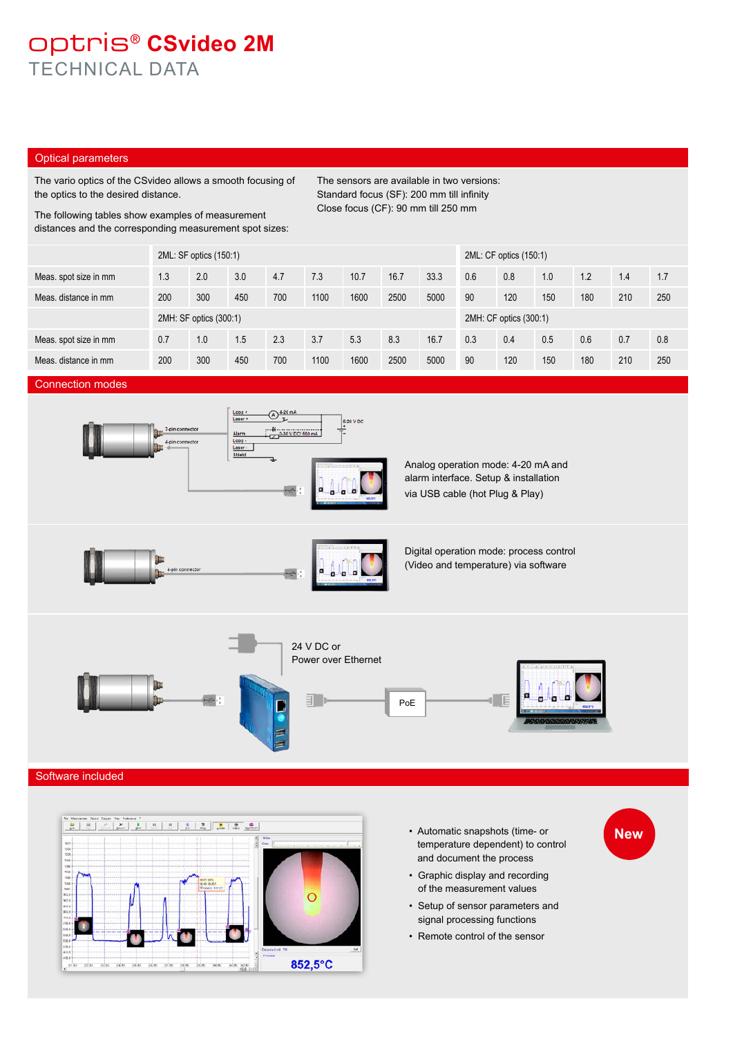# optris® CSvideo 2M
TECHNICAL DATA

## Optical parameters

The vario optics of the CSvideo allows a smooth focusing of the optics to the desired distance.

The following tables show examples of measurement distances and the corresponding measurement spot sizes:

The sensors are available in two versions:
Standard focus (SF): 200 mm till infinity
Close focus (CF): 90 mm till 250 mm

| | 2ML: SF optics (150:1) | | | | | | | | 2ML: CF optics (150:1) | | | | | |
|---|---|---|---|---|---|---|---|---|---|---|---|---|---|---|
| Meas. spot size in mm | 1.3 | 2.0 | 3.0 | 4.7 | 7.3 | 10.7 | 16.7 | 33.3 | 0.6 | 0.8 | 1.0 | 1.2 | 1.4 | 1.7 |
| Meas. distance in mm | 200 | 300 | 450 | 700 | 1100 | 1600 | 2500 | 5000 | 90 | 120 | 150 | 180 | 210 | 250 |
| | 2MH: SF optics (300:1) | | | | | | | | 2MH: CF optics (300:1) | | | | | |
| Meas. spot size in mm | 0.7 | 1.0 | 1.5 | 2.3 | 3.7 | 5.3 | 8.3 | 16.7 | 0.3 | 0.4 | 0.5 | 0.6 | 0.7 | 0.8 |
| Meas. distance in mm | 200 | 300 | 450 | 700 | 1100 | 1600 | 2500 | 5000 | 90 | 120 | 150 | 180 | 210 | 250 |

## Connection modes

Analog operation mode: 4-20 mA and alarm interface. Setup & installation via USB cable (hot Plug & Play)

Digital operation mode: process control (Video and temperature) via software

24 V DC or Power over Ethernet

## Software included

New

- Automatic snapshots (time- or temperature dependent) to control and document the process
- Graphic display and recording of the measurement values
- Setup of sensor parameters and signal processing functions
- Remote control of the sensor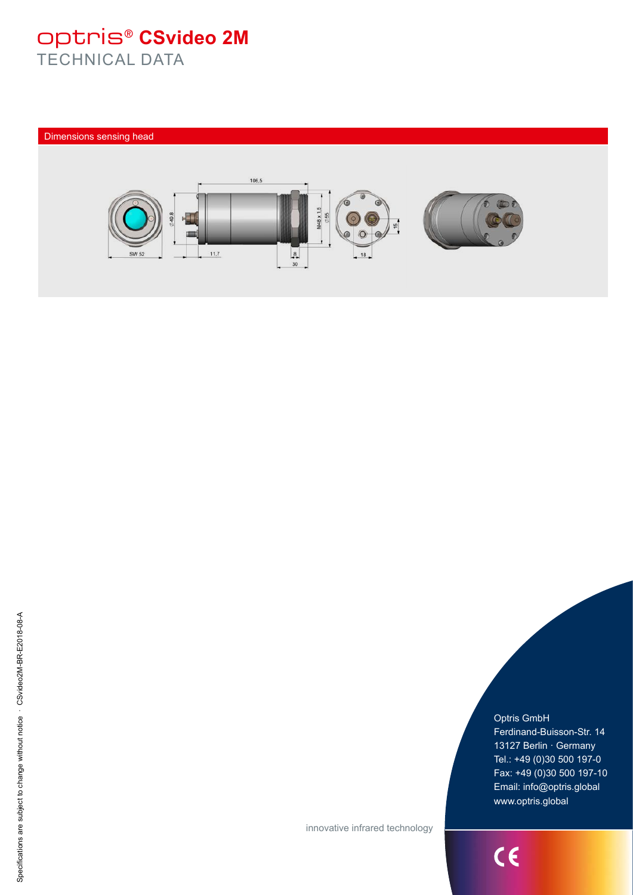# optris® CSvideo 2M
TECHNICAL DATA

## Dimensions sensing head

SW 52

Ø 49.8

11.7

106.5

M48 x 1.5

Ø 55

8

30

18

15

Optris GmbH
Ferdinand-Buisson-Str. 14
13127 Berlin · Germany
Tel.: +49 (0)30 500 197-0
Fax: +49 (0)30 500 197-10
Email: info@optris.global
www.optris.global

innovative infrared technology

Specifications are subject to change without notice · CSvideo2M-BR-E2018-08-A